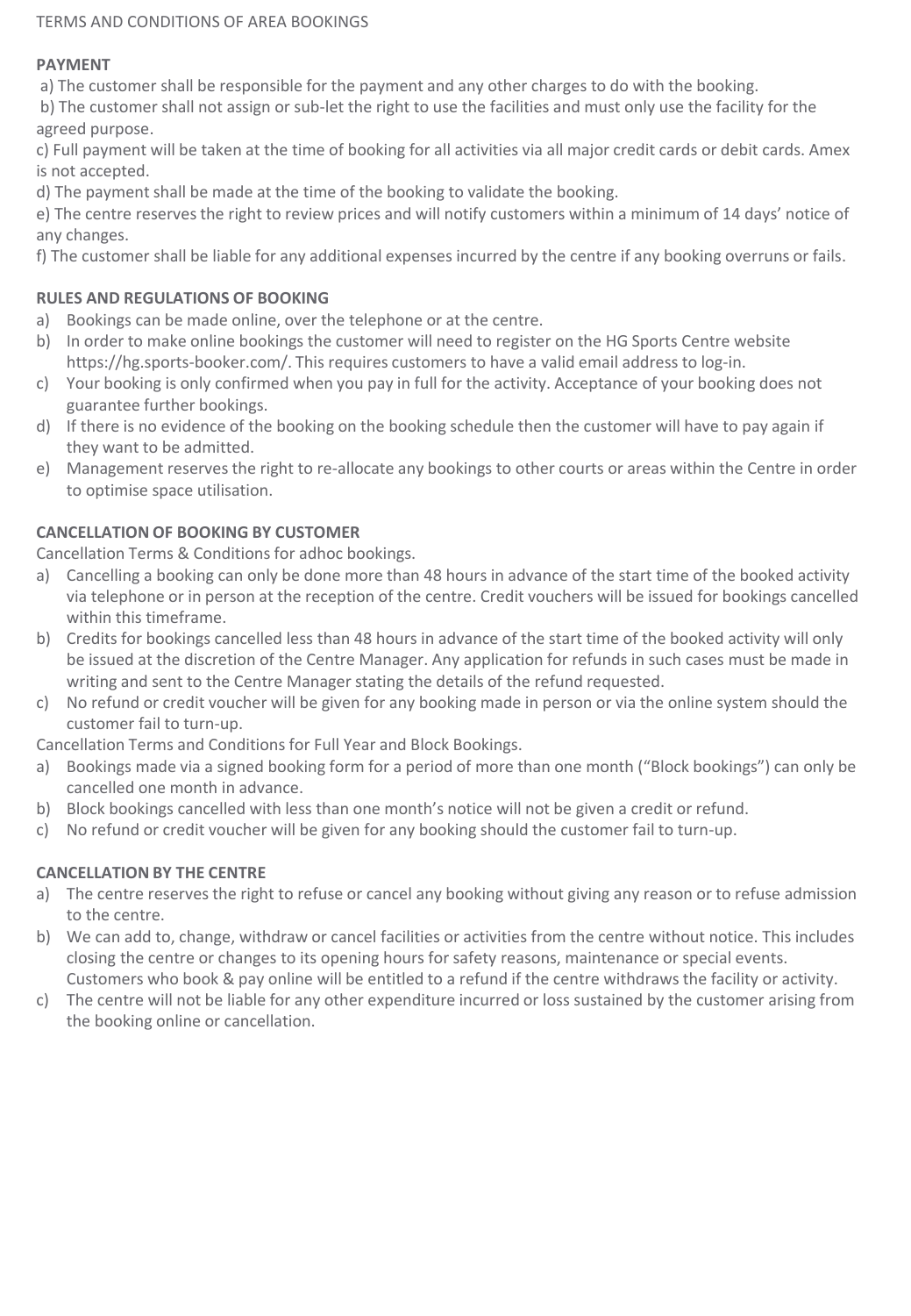TERMS AND CONDITIONS OF AREA BOOKINGS

**PAYMENT**

a) The customer shall be responsible for the payment and any other charges to do with the booking.

b) The customer shall not assign or sub-let the right to use the facilities and must only use the facility for the agreed purpose.

c) Full payment will be taken at the time of booking for all activities via all major credit cards or debit cards. Amex is not accepted.

d) The payment shall be made at the time of the booking to validate the booking.

e) The centre reserves the right to review prices and will notify customers within a minimum of 14 days' notice of any changes.

f) The customer shall be liable for any additional expenses incurred by the centre if any booking overruns or fails.

**RULES AND REGULATIONS OF BOOKING**

a) Bookings can be made online, over the telephone or at the centre.
b) In order to make online bookings the customer will need to register on the HG Sports Centre website https://hg.sports-booker.com/. This requires customers to have a valid email address to log-in.
c) Your booking is only confirmed when you pay in full for the activity. Acceptance of your booking does not guarantee further bookings.
d) If there is no evidence of the booking on the booking schedule then the customer will have to pay again if they want to be admitted.
e) Management reserves the right to re-allocate any bookings to other courts or areas within the Centre in order to optimise space utilisation.

**CANCELLATION OF BOOKING BY CUSTOMER**

Cancellation Terms & Conditions for adhoc bookings.

a) Cancelling a booking can only be done more than 48 hours in advance of the start time of the booked activity via telephone or in person at the reception of the centre. Credit vouchers will be issued for bookings cancelled within this timeframe.
b) Credits for bookings cancelled less than 48 hours in advance of the start time of the booked activity will only be issued at the discretion of the Centre Manager. Any application for refunds in such cases must be made in writing and sent to the Centre Manager stating the details of the refund requested.
c) No refund or credit voucher will be given for any booking made in person or via the online system should the customer fail to turn-up.

Cancellation Terms and Conditions for Full Year and Block Bookings.

a) Bookings made via a signed booking form for a period of more than one month ("Block bookings") can only be cancelled one month in advance.
b) Block bookings cancelled with less than one month's notice will not be given a credit or refund.
c) No refund or credit voucher will be given for any booking should the customer fail to turn-up.

**CANCELLATION BY THE CENTRE**

a) The centre reserves the right to refuse or cancel any booking without giving any reason or to refuse admission to the centre.
b) We can add to, change, withdraw or cancel facilities or activities from the centre without notice. This includes closing the centre or changes to its opening hours for safety reasons, maintenance or special events. Customers who book & pay online will be entitled to a refund if the centre withdraws the facility or activity.
c) The centre will not be liable for any other expenditure incurred or loss sustained by the customer arising from the booking online or cancellation.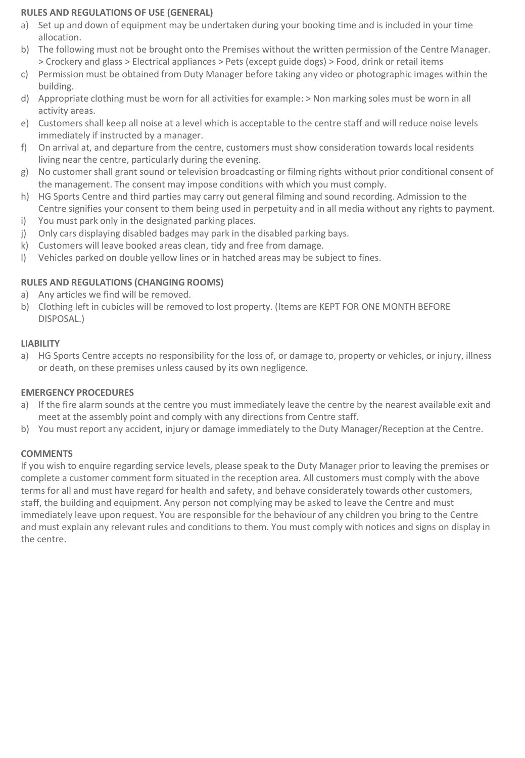**RULES AND REGULATIONS OF USE (GENERAL)**

a) Set up and down of equipment may be undertaken during your booking time and is included in your time allocation.
b) The following must not be brought onto the Premises without the written permission of the Centre Manager. > Crockery and glass > Electrical appliances > Pets (except guide dogs) > Food, drink or retail items
c) Permission must be obtained from Duty Manager before taking any video or photographic images within the building.
d) Appropriate clothing must be worn for all activities for example: > Non marking soles must be worn in all activity areas.
e) Customers shall keep all noise at a level which is acceptable to the centre staff and will reduce noise levels immediately if instructed by a manager.
f) On arrival at, and departure from the centre, customers must show consideration towards local residents living near the centre, particularly during the evening.
g) No customer shall grant sound or television broadcasting or filming rights without prior conditional consent of the management. The consent may impose conditions with which you must comply.
h) HG Sports Centre and third parties may carry out general filming and sound recording. Admission to the Centre signifies your consent to them being used in perpetuity and in all media without any rights to payment.
i) You must park only in the designated parking places.
j) Only cars displaying disabled badges may park in the disabled parking bays.
k) Customers will leave booked areas clean, tidy and free from damage.
l) Vehicles parked on double yellow lines or in hatched areas may be subject to fines.

**RULES AND REGULATIONS (CHANGING ROOMS)**

a) Any articles we find will be removed.
b) Clothing left in cubicles will be removed to lost property. (Items are KEPT FOR ONE MONTH BEFORE DISPOSAL.)

**LIABILITY**

a) HG Sports Centre accepts no responsibility for the loss of, or damage to, property or vehicles, or injury, illness or death, on these premises unless caused by its own negligence.

**EMERGENCY PROCEDURES**

a) If the fire alarm sounds at the centre you must immediately leave the centre by the nearest available exit and meet at the assembly point and comply with any directions from Centre staff.
b) You must report any accident, injury or damage immediately to the Duty Manager/Reception at the Centre.

**COMMENTS**

If you wish to enquire regarding service levels, please speak to the Duty Manager prior to leaving the premises or complete a customer comment form situated in the reception area. All customers must comply with the above terms for all and must have regard for health and safety, and behave considerately towards other customers, staff, the building and equipment. Any person not complying may be asked to leave the Centre and must immediately leave upon request. You are responsible for the behaviour of any children you bring to the Centre and must explain any relevant rules and conditions to them. You must comply with notices and signs on display in the centre.